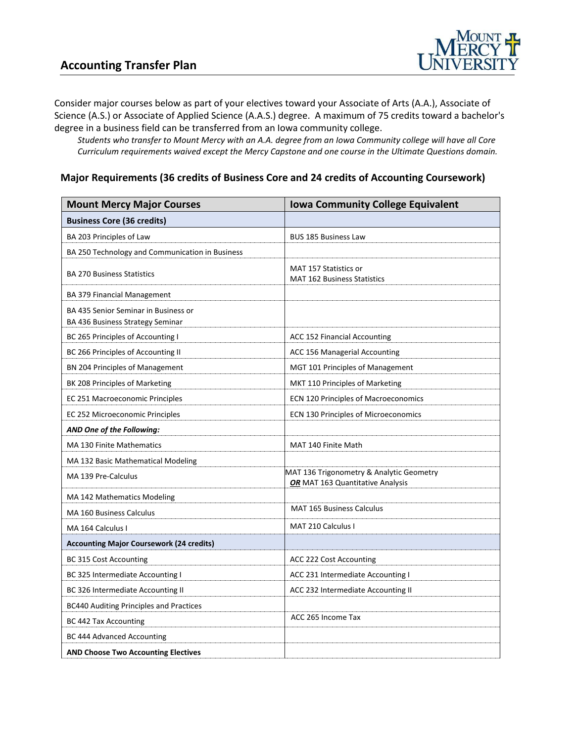# Accounting Transfer Plan

Consider major courses below as part of your electives toward your Associate of Arts (A.A.), Associate of Science (A.S.) or Associate of Applied Science (A.A.S.) degree. A maximum of 75 credits toward a bachelor's degree in a business field can be transferred from an Iowa community college.

*Students who transfer to Mount Mercy with an A.A. degree from an Iowa Community college will have all Core Curriculum requirements waived except the Mercy Capstone and one course in the Ultimate Questions domain.*

## Major Requirements (36 credits of Business Core and 24 credits of Accounting Coursework)

| Mount Mercy Major Courses | Iowa Community College Equivalent |
|---|---|
| **Business Core (36 credits)** | |
| BA 203 Principles of Law | BUS 185 Business Law |
| BA 250 Technology and Communication in Business | |
| BA 270 Business Statistics | MAT 157 Statistics or<br>MAT 162 Business Statistics |
| BA 379 Financial Management | |
| BA 435 Senior Seminar in Business or<br>BA 436 Business Strategy Seminar | |
| BC 265 Principles of Accounting I | ACC 152 Financial Accounting |
| BC 266 Principles of Accounting II | ACC 156 Managerial Accounting |
| BN 204 Principles of Management | MGT 101 Principles of Management |
| BK 208 Principles of Marketing | MKT 110 Principles of Marketing |
| EC 251 Macroeconomic Principles | ECN 120 Principles of Macroeconomics |
| EC 252 Microeconomic Principles | ECN 130 Principles of Microeconomics |
| ***AND One of the Following:*** | |
| MA 130 Finite Mathematics | MAT 140 Finite Math |
| MA 132 Basic Mathematical Modeling | |
| MA 139 Pre-Calculus | MAT 136 Trigonometry & Analytic Geometry<br>***OR*** MAT 163 Quantitative Analysis |
| MA 142 Mathematics Modeling | |
| MA 160 Business Calculus | MAT 165 Business Calculus |
| MA 164 Calculus I | MAT 210 Calculus I |
| **Accounting Major Coursework (24 credits)** | |
| BC 315 Cost Accounting | ACC 222 Cost Accounting |
| BC 325 Intermediate Accounting I | ACC 231 Intermediate Accounting I |
| BC 326 Intermediate Accounting II | ACC 232 Intermediate Accounting II |
| BC440 Auditing Principles and Practices | |
| BC 442 Tax Accounting | ACC 265 Income Tax |
| BC 444 Advanced Accounting | |
| **AND Choose Two Accounting Electives** | |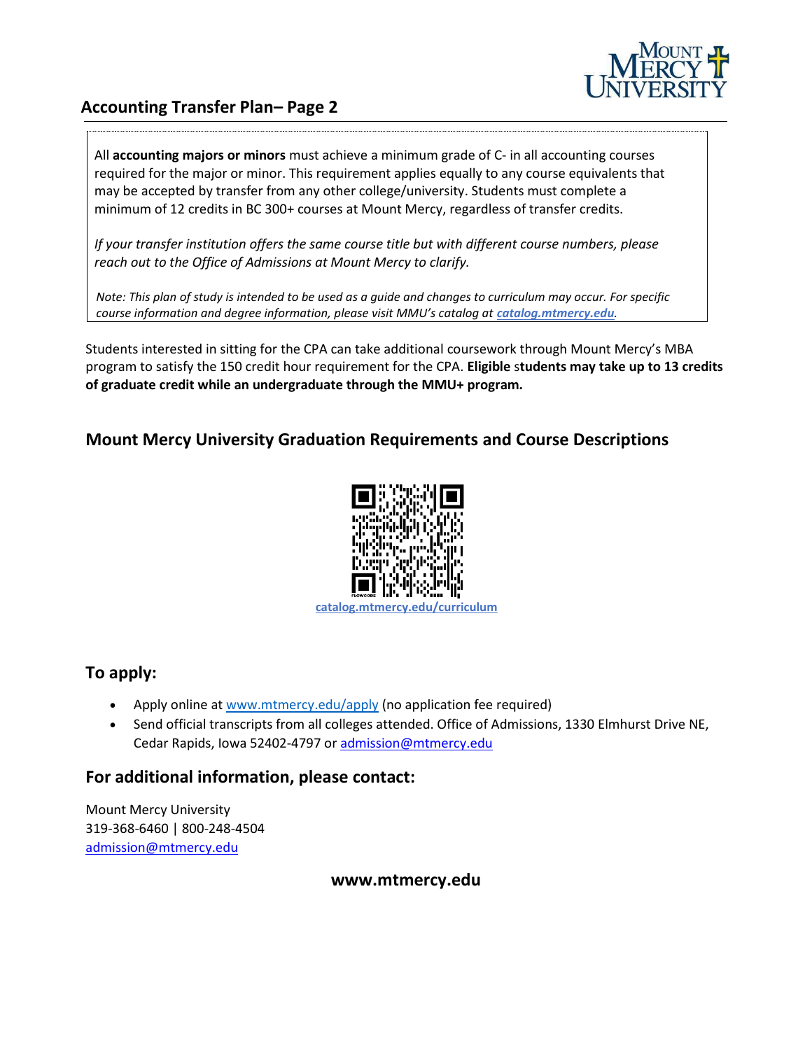## Accounting Transfer Plan– Page 2

All **accounting majors or minors** must achieve a minimum grade of C- in all accounting courses required for the major or minor. This requirement applies equally to any course equivalents that may be accepted by transfer from any other college/university. Students must complete a minimum of 12 credits in BC 300+ courses at Mount Mercy, regardless of transfer credits.

*If your transfer institution offers the same course title but with different course numbers, please reach out to the Office of Admissions at Mount Mercy to clarify.*

*Note: This plan of study is intended to be used as a guide and changes to curriculum may occur. For specific course information and degree information, please visit MMU's catalog at* ***catalog.mtmercy.edu****.*

Students interested in sitting for the CPA can take additional coursework through Mount Mercy's MBA program to satisfy the 150 credit hour requirement for the CPA. **Eligible** s**tudents may take up to 13 credits of graduate credit while an undergraduate through the MMU+ program*.***

## Mount Mercy University Graduation Requirements and Course Descriptions

catalog.mtmercy.edu/curriculum

## To apply:

- Apply online at www.mtmercy.edu/apply (no application fee required)
- Send official transcripts from all colleges attended. Office of Admissions, 1330 Elmhurst Drive NE, Cedar Rapids, Iowa 52402-4797 or admission@mtmercy.edu

## For additional information, please contact:

Mount Mercy University
319-368-6460 | 800-248-4504
admission@mtmercy.edu

**www.mtmercy.edu**